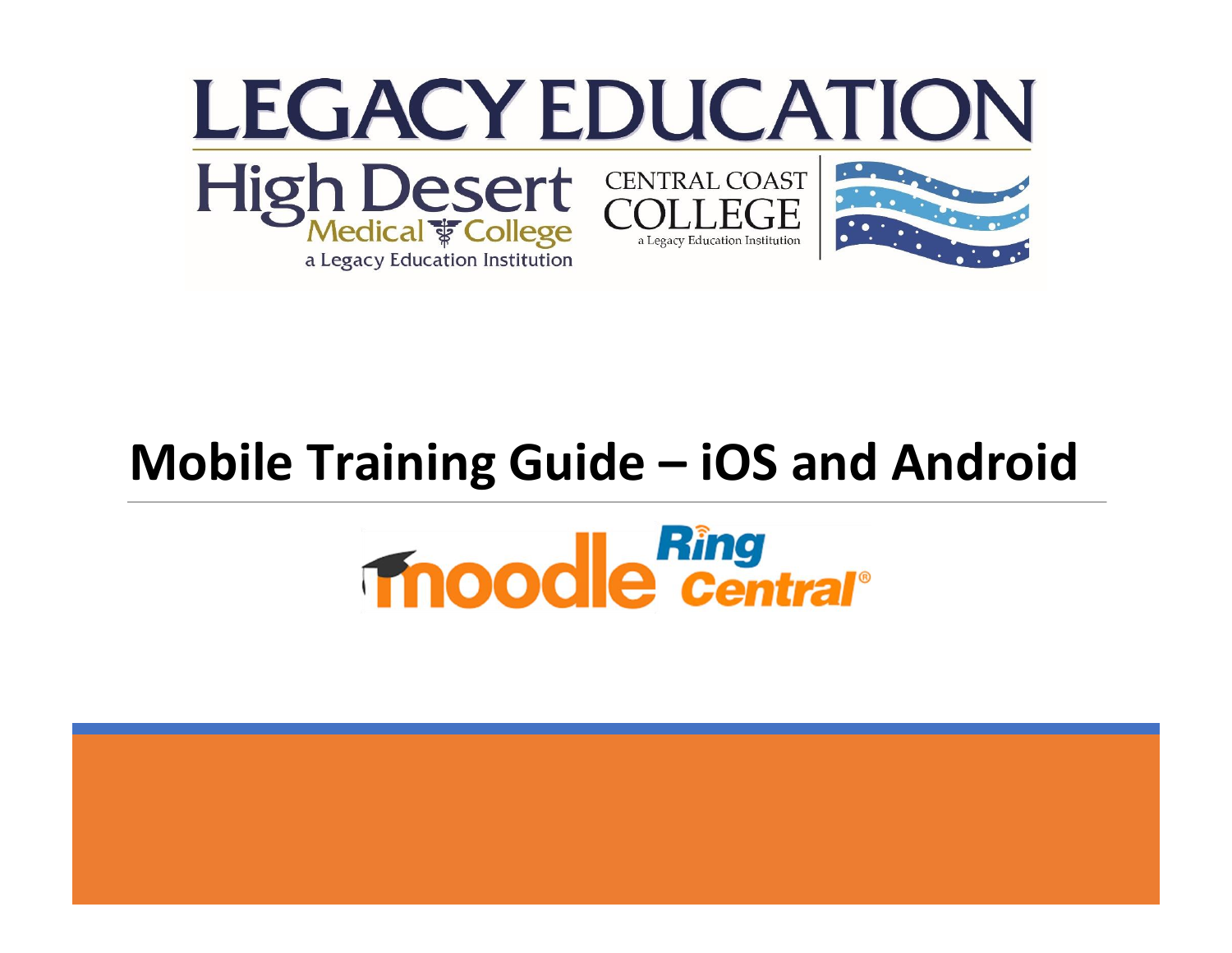# LEGACY EDUCATION

High Desert Medical College

a Legacy Education Institution

CENTRAL COAST COLLEGE

a Legacy Education Institution

# Mobile Training Guide – iOS and Android

moodle RingCentral®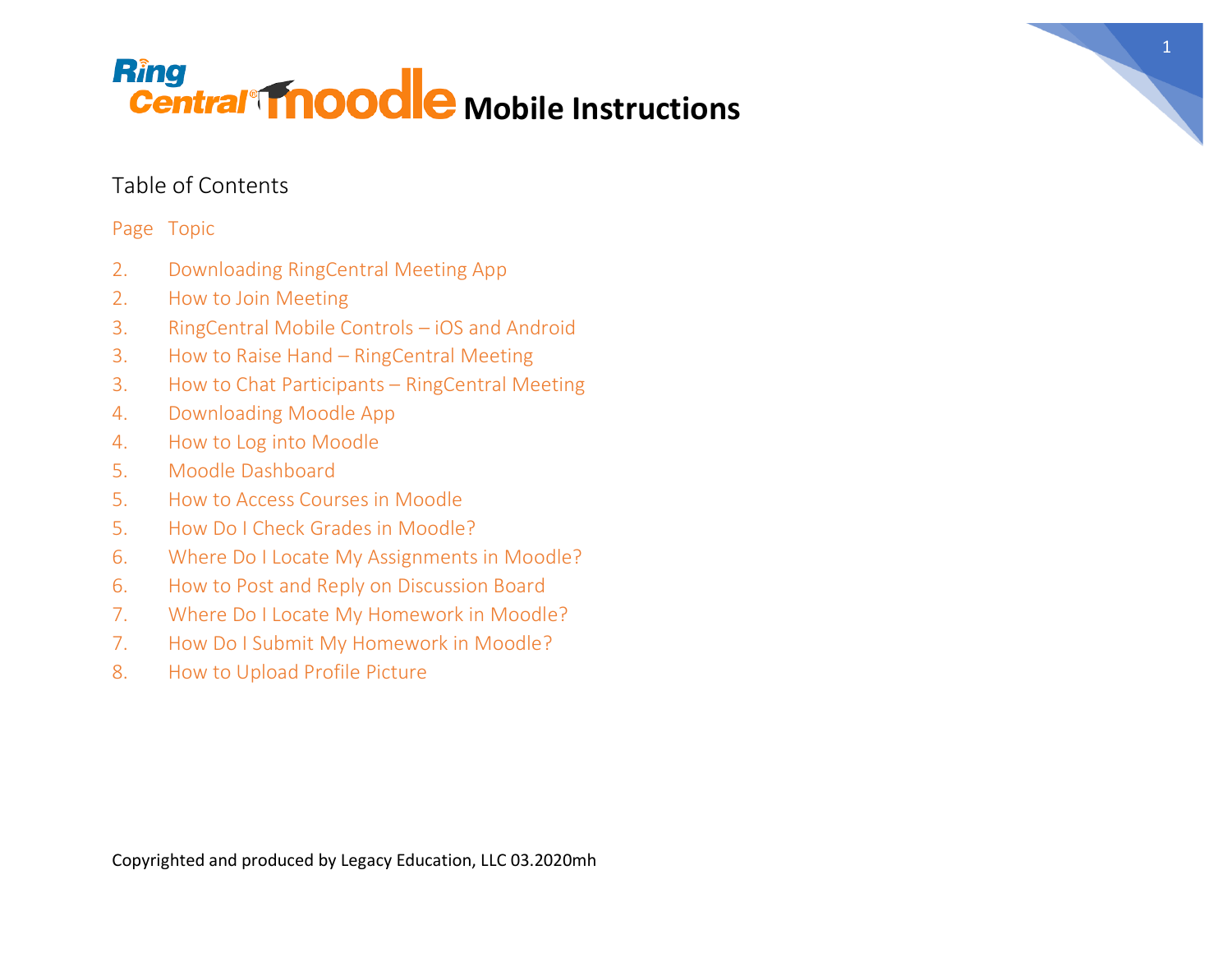# RingCentral moodle Mobile Instructions

## Table of Contents

| Page | Topic |
| --- | --- |
| 2. | Downloading RingCentral Meeting App |
| 2. | How to Join Meeting |
| 3. | RingCentral Mobile Controls – iOS and Android |
| 3. | How to Raise Hand – RingCentral Meeting |
| 3. | How to Chat Participants – RingCentral Meeting |
| 4. | Downloading Moodle App |
| 4. | How to Log into Moodle |
| 5. | Moodle Dashboard |
| 5. | How to Access Courses in Moodle |
| 5. | How Do I Check Grades in Moodle? |
| 6. | Where Do I Locate My Assignments in Moodle? |
| 6. | How to Post and Reply on Discussion Board |
| 7. | Where Do I Locate My Homework in Moodle? |
| 7. | How Do I Submit My Homework in Moodle? |
| 8. | How to Upload Profile Picture |

Copyrighted and produced by Legacy Education, LLC 03.2020mh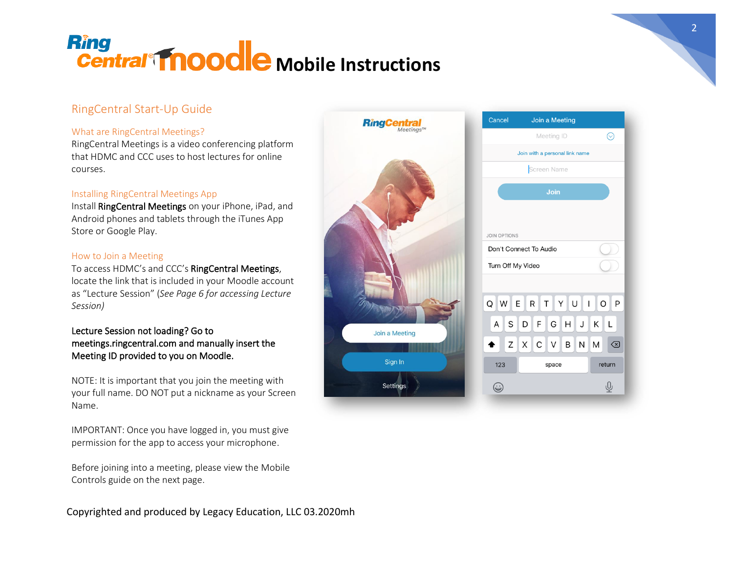# RingCentral moodle Mobile Instructions

## RingCentral Start-Up Guide

### What are RingCentral Meetings?

RingCentral Meetings is a video conferencing platform that HDMC and CCC uses to host lectures for online courses.

### Installing RingCentral Meetings App

Install **RingCentral Meetings** on your iPhone, iPad, and Android phones and tablets through the iTunes App Store or Google Play.

### How to Join a Meeting

To access HDMC's and CCC's **RingCentral Meetings**, locate the link that is included in your Moodle account as "Lecture Session" (*See Page 6 for accessing Lecture Session)*

**Lecture Session not loading? Go to meetings.ringcentral.com and manually insert the Meeting ID provided to you on Moodle.**

NOTE: It is important that you join the meeting with your full name. DO NOT put a nickname as your Screen Name.

IMPORTANT: Once you have logged in, you must give permission for the app to access your microphone.

Before joining into a meeting, please view the Mobile Controls guide on the next page.

Copyrighted and produced by Legacy Education, LLC 03.2020mh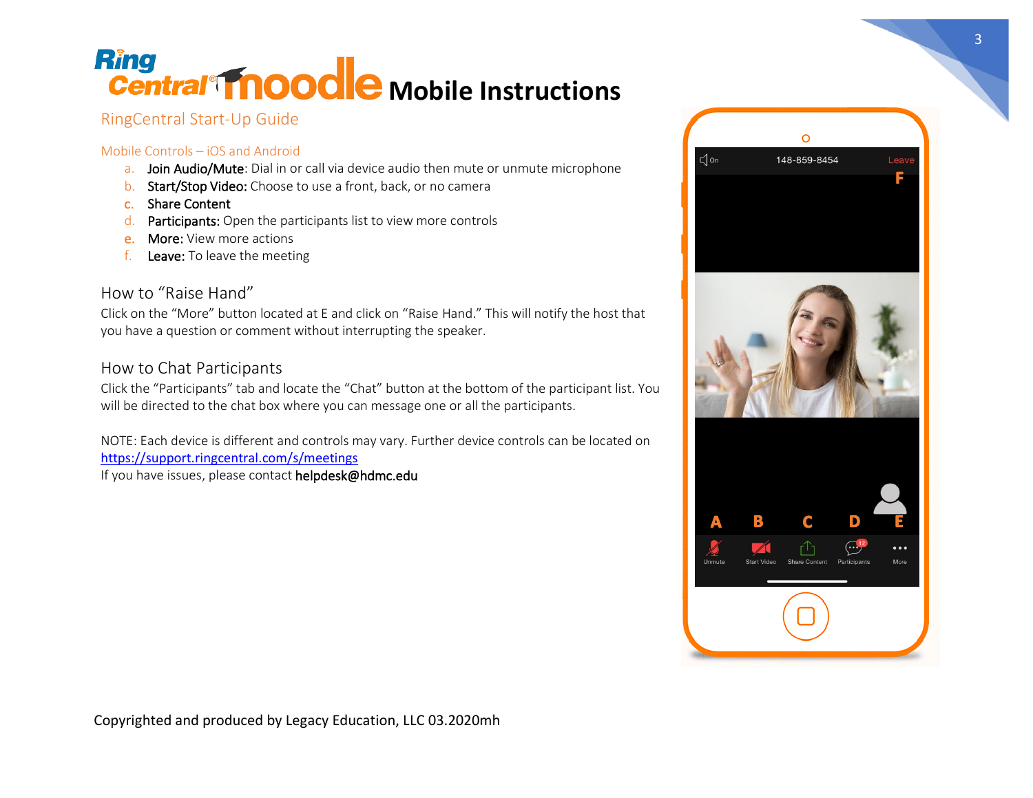# RingCentral Moodle Mobile Instructions

## RingCentral Start-Up Guide

### Mobile Controls – iOS and Android

a. **Join Audio/Mute**: Dial in or call via device audio then mute or unmute microphone
b. **Start/Stop Video:** Choose to use a front, back, or no camera
c. **Share Content**
d. **Participants:** Open the participants list to view more controls
e. **More:** View more actions
f. **Leave:** To leave the meeting

### How to "Raise Hand"

Click on the "More" button located at E and click on "Raise Hand." This will notify the host that you have a question or comment without interrupting the speaker.

### How to Chat Participants

Click the "Participants" tab and locate the "Chat" button at the bottom of the participant list. You will be directed to the chat box where you can message one or all the participants.

NOTE: Each device is different and controls may vary. Further device controls can be located on https://support.ringcentral.com/s/meetings
If you have issues, please contact **helpdesk@hdmc.edu**

Copyrighted and produced by Legacy Education, LLC 03.2020mh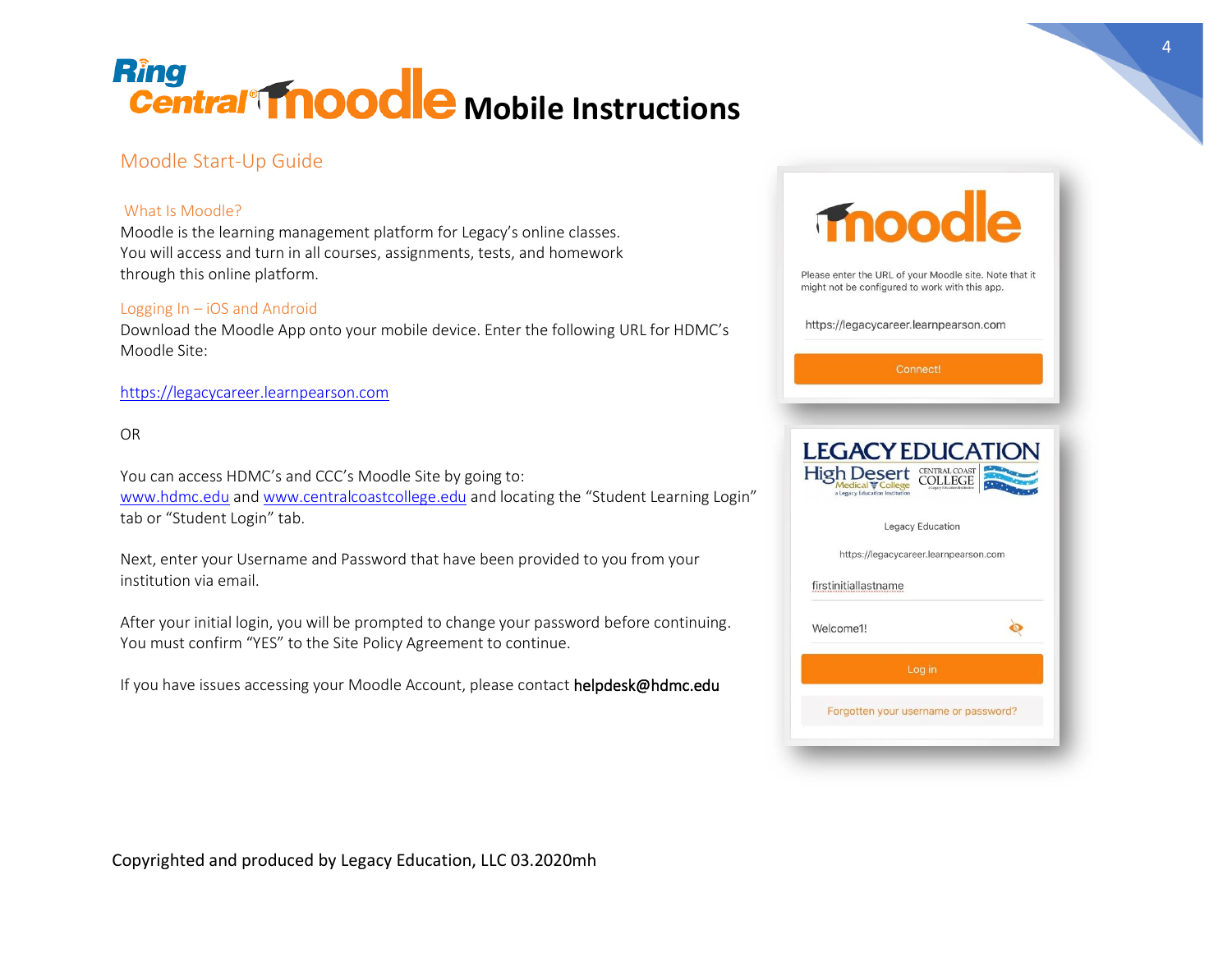# RingCentral moodle Mobile Instructions

## Moodle Start-Up Guide

### What Is Moodle?

Moodle is the learning management platform for Legacy's online classes. You will access and turn in all courses, assignments, tests, and homework through this online platform.

### Logging In – iOS and Android

Download the Moodle App onto your mobile device. Enter the following URL for HDMC's Moodle Site:

https://legacycareer.learnpearson.com

OR

You can access HDMC's and CCC's Moodle Site by going to: www.hdmc.edu and www.centralcoastcollege.edu and locating the "Student Learning Login" tab or "Student Login" tab.

Next, enter your Username and Password that have been provided to you from your institution via email.

After your initial login, you will be prompted to change your password before continuing. You must confirm "YES" to the Site Policy Agreement to continue.

If you have issues accessing your Moodle Account, please contact **helpdesk@hdmc.edu**

Copyrighted and produced by Legacy Education, LLC 03.2020mh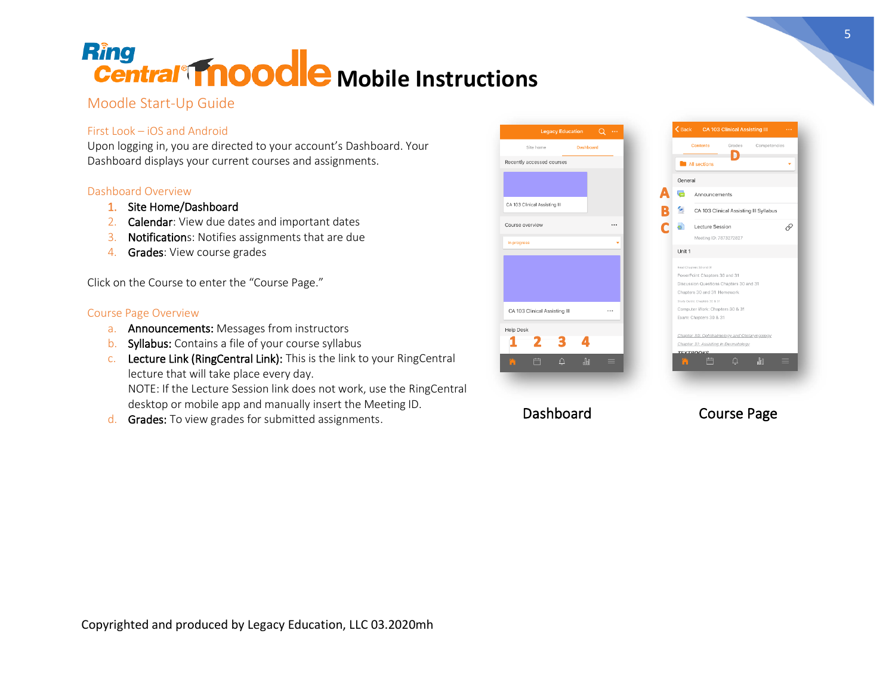# RingCentral moodle Mobile Instructions

## Moodle Start-Up Guide

### First Look – iOS and Android

Upon logging in, you are directed to your account's Dashboard. Your Dashboard displays your current courses and assignments.

### Dashboard Overview

1. **Site Home/Dashboard**
2. **Calendar**: View due dates and important dates
3. **Notifications**: Notifies assignments that are due
4. **Grades**: View course grades

Click on the Course to enter the "Course Page."

### Course Page Overview

a. **Announcements:** Messages from instructors
b. **Syllabus:** Contains a file of your course syllabus
c. **Lecture Link (RingCentral Link):** This is the link to your RingCentral lecture that will take place every day.
   NOTE: If the Lecture Session link does not work, use the RingCentral desktop or mobile app and manually insert the Meeting ID.
d. **Grades:** To view grades for submitted assignments.

Dashboard

Course Page

Copyrighted and produced by Legacy Education, LLC 03.2020mh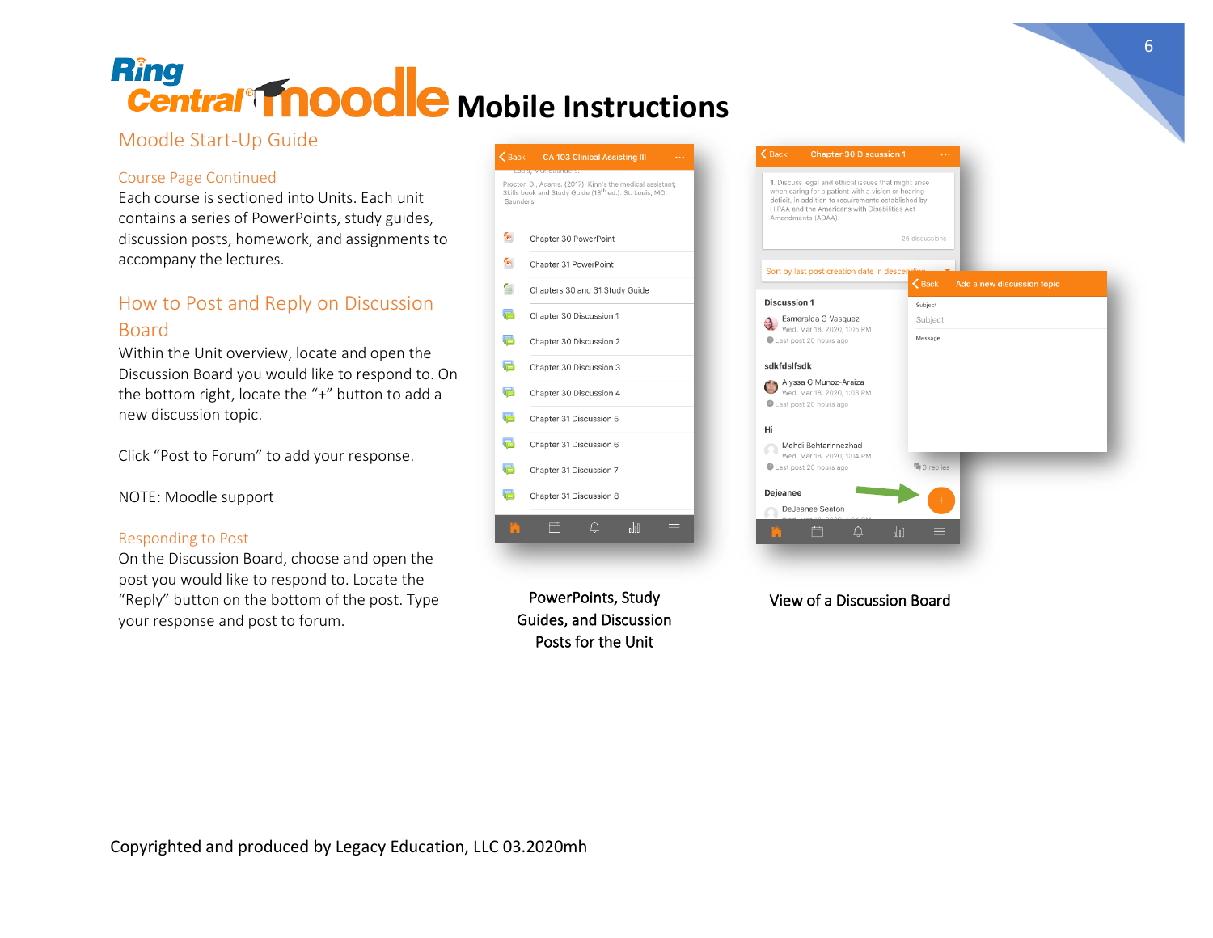# RingCentral moodle Mobile Instructions

## Moodle Start-Up Guide

### Course Page Continued

Each course is sectioned into Units. Each unit contains a series of PowerPoints, study guides, discussion posts, homework, and assignments to accompany the lectures.

## How to Post and Reply on Discussion Board

Within the Unit overview, locate and open the Discussion Board you would like to respond to. On the bottom right, locate the "+" button to add a new discussion topic.

Click "Post to Forum" to add your response.

NOTE: Moodle support

### Responding to Post

On the Discussion Board, choose and open the post you would like to respond to. Locate the "Reply" button on the bottom of the post. Type your response and post to forum.

PowerPoints, Study Guides, and Discussion Posts for the Unit

View of a Discussion Board

Copyrighted and produced by Legacy Education, LLC 03.2020mh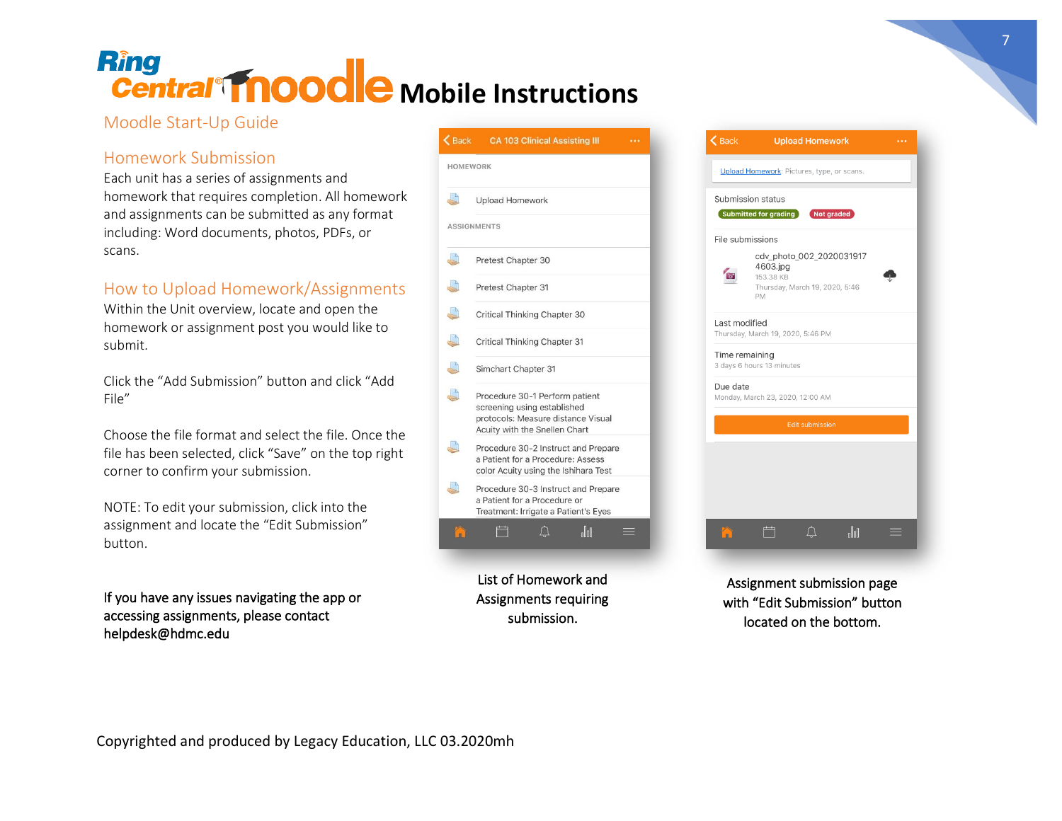# RingCentral moodle Mobile Instructions

## Moodle Start-Up Guide

### Homework Submission

Each unit has a series of assignments and homework that requires completion. All homework and assignments can be submitted as any format including: Word documents, photos, PDFs, or scans.

### How to Upload Homework/Assignments

Within the Unit overview, locate and open the homework or assignment post you would like to submit.

Click the “Add Submission” button and click “Add File”

Choose the file format and select the file. Once the file has been selected, click “Save” on the top right corner to confirm your submission.

NOTE: To edit your submission, click into the assignment and locate the “Edit Submission” button.

If you have any issues navigating the app or accessing assignments, please contact helpdesk@hdmc.edu

Back CA 103 Clinical Assisting III ...

HOMEWORK

- Upload Homework

ASSIGNMENTS

- Pretest Chapter 30
- Pretest Chapter 31
- Critical Thinking Chapter 30
- Critical Thinking Chapter 31
- Simchart Chapter 31
- Procedure 30-1 Perform patient screening using established protocols: Measure distance Visual Acuity with the Snellen Chart
- Procedure 30-2 Instruct and Prepare a Patient for a Procedure: Assess color Acuity using the Ishihara Test
- Procedure 30-3 Instruct and Prepare a Patient for a Procedure or Treatment: Irrigate a Patient's Eyes

List of Homework and Assignments requiring submission.

Back Upload Homework ...

Upload Homework: Pictures, type, or scans.

Submission status
Submitted for grading | Not graded

File submissions
cdv_photo_002_20200319174603.jpg
153.38 KB
Thursday, March 19, 2020, 5:46 PM

Last modified
Thursday, March 19, 2020, 5:46 PM

Time remaining
3 days 6 hours 13 minutes

Due date
Monday, March 23, 2020, 12:00 AM

Edit submission

Assignment submission page with “Edit Submission” button located on the bottom.

Copyrighted and produced by Legacy Education, LLC 03.2020mh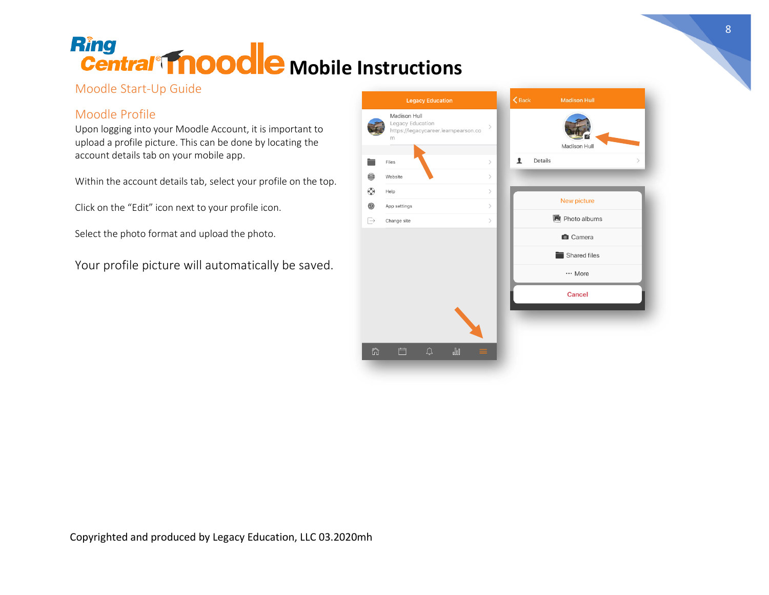# RingCentral moodle Mobile Instructions

## Moodle Start-Up Guide

### Moodle Profile

Upon logging into your Moodle Account, it is important to upload a profile picture. This can be done by locating the account details tab on your mobile app.

Within the account details tab, select your profile on the top.

Click on the “Edit” icon next to your profile icon.

Select the photo format and upload the photo.

Your profile picture will automatically be saved.

Copyrighted and produced by Legacy Education, LLC 03.2020mh